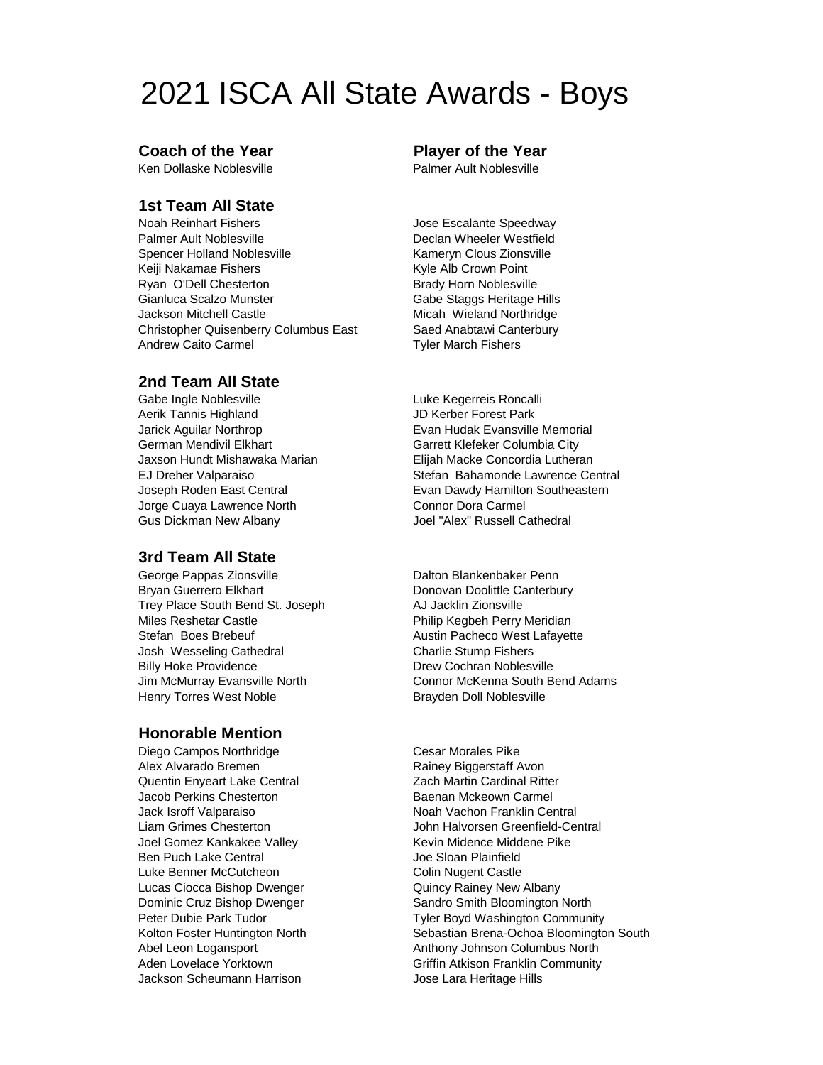# 2021 ISCA All State Awards - Boys

## Coach of the Year

Ken Dollaske Noblesville

## Player of the Year

Palmer Ault Noblesville

## 1st Team All State

Noah Reinhart Fishers
Palmer Ault Noblesville
Spencer Holland Noblesville
Keiji Nakamae Fishers
Ryan O'Dell Chesterton
Gianluca Scalzo Munster
Jackson Mitchell Castle
Christopher Quisenberry Columbus East
Andrew Caito Carmel
Jose Escalante Speedway
Declan Wheeler Westfield
Kameryn Clous Zionsville
Kyle Alb Crown Point
Brady Horn Noblesville
Gabe Staggs Heritage Hills
Micah Wieland Northridge
Saed Anabtawi Canterbury
Tyler March Fishers

## 2nd Team All State

Gabe Ingle Noblesville
Aerik Tannis Highland
Jarick Aguilar Northrop
German Mendivil Elkhart
Jaxson Hundt Mishawaka Marian
EJ Dreher Valparaiso
Joseph Roden East Central
Jorge Cuaya Lawrence North
Gus Dickman New Albany
Luke Kegerreis Roncalli
JD Kerber Forest Park
Evan Hudak Evansville Memorial
Garrett Klefeker Columbia City
Elijah Macke Concordia Lutheran
Stefan Bahamonde Lawrence Central
Evan Dawdy Hamilton Southeastern
Connor Dora Carmel
Joel "Alex" Russell Cathedral

## 3rd Team All State

George Pappas Zionsville
Bryan Guerrero Elkhart
Trey Place South Bend St. Joseph
Miles Reshetar Castle
Stefan Boes Brebeuf
Josh Wesseling Cathedral
Billy Hoke Providence
Jim McMurray Evansville North
Henry Torres West Noble
Dalton Blankenbaker Penn
Donovan Doolittle Canterbury
AJ Jacklin Zionsville
Philip Kegbeh Perry Meridian
Austin Pacheco West Lafayette
Charlie Stump Fishers
Drew Cochran Noblesville
Connor McKenna South Bend Adams
Brayden Doll Noblesville

## Honorable Mention

Diego Campos Northridge
Alex Alvarado Bremen
Quentin Enyeart Lake Central
Jacob Perkins Chesterton
Jack Isroff Valparaiso
Liam Grimes Chesterton
Joel Gomez Kankakee Valley
Ben Puch Lake Central
Luke Benner McCutcheon
Lucas Ciocca Bishop Dwenger
Dominic Cruz Bishop Dwenger
Peter Dubie Park Tudor
Kolton Foster Huntington North
Abel Leon Logansport
Aden Lovelace Yorktown
Jackson Scheumann Harrison
Cesar Morales Pike
Rainey Biggerstaff Avon
Zach Martin Cardinal Ritter
Baenan Mckeown Carmel
Noah Vachon Franklin Central
John Halvorsen Greenfield-Central
Kevin Midence Middene Pike
Joe Sloan Plainfield
Colin Nugent Castle
Quincy Rainey New Albany
Sandro Smith Bloomington North
Tyler Boyd Washington Community
Sebastian Brena-Ochoa Bloomington South
Anthony Johnson Columbus North
Griffin Atkison Franklin Community
Jose Lara Heritage Hills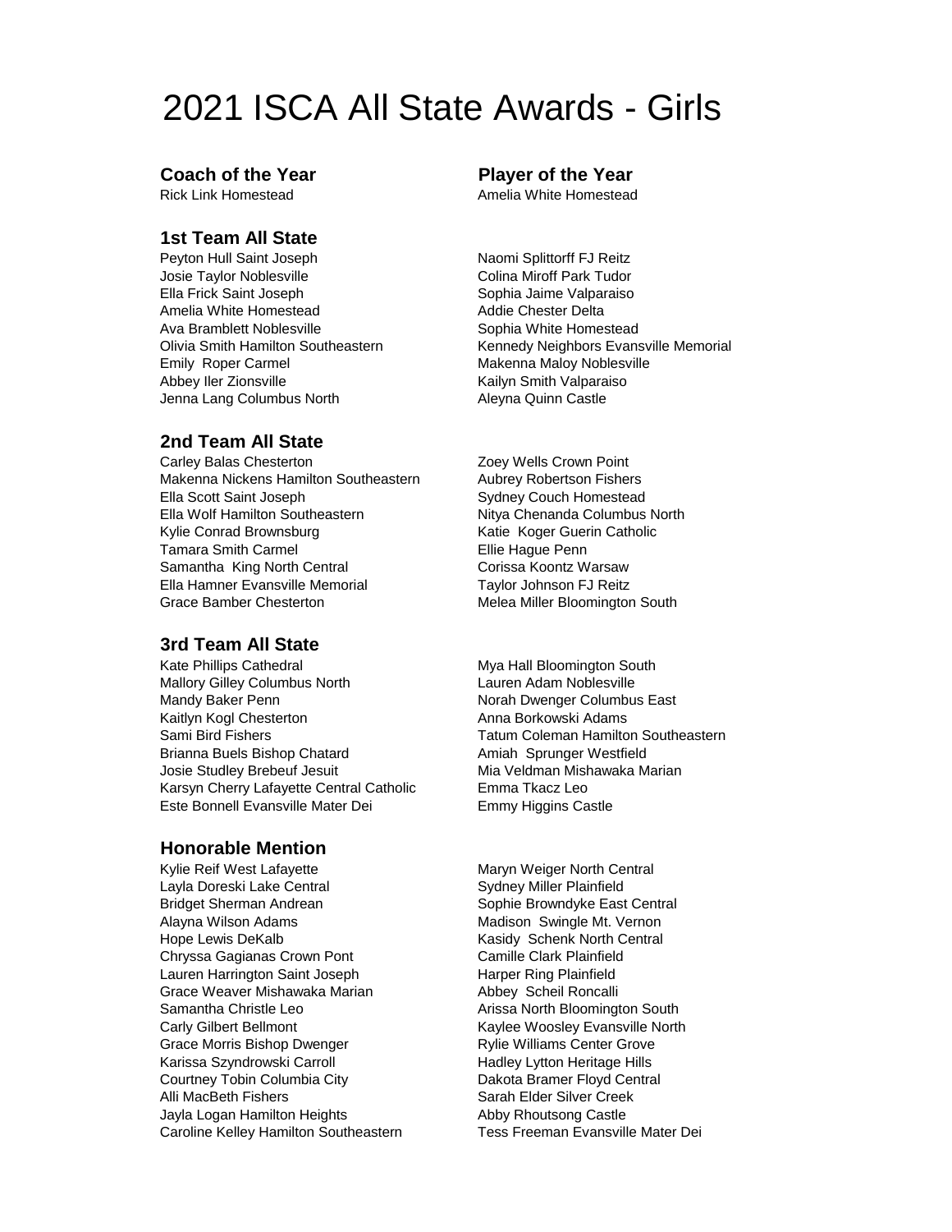# 2021 ISCA All State Awards - Girls

**Coach of the Year**

Rick Link Homestead

**Player of the Year**

Amelia White Homestead

## 1st Team All State

Peyton Hull Saint Joseph
Josie Taylor Noblesville
Ella Frick Saint Joseph
Amelia White Homestead
Ava Bramblett Noblesville
Olivia Smith Hamilton Southeastern
Emily Roper Carmel
Abbey Iler Zionsville
Jenna Lang Columbus North
Naomi Splittorff FJ Reitz
Colina Miroff Park Tudor
Sophia Jaime Valparaiso
Addie Chester Delta
Sophia White Homestead
Kennedy Neighbors Evansville Memorial
Makenna Maloy Noblesville
Kailyn Smith Valparaiso
Aleyna Quinn Castle

## 2nd Team All State

Carley Balas Chesterton
Makenna Nickens Hamilton Southeastern
Ella Scott Saint Joseph
Ella Wolf Hamilton Southeastern
Kylie Conrad Brownsburg
Tamara Smith Carmel
Samantha King North Central
Ella Hamner Evansville Memorial
Grace Bamber Chesterton
Zoey Wells Crown Point
Aubrey Robertson Fishers
Sydney Couch Homestead
Nitya Chenanda Columbus North
Katie Koger Guerin Catholic
Ellie Hague Penn
Corissa Koontz Warsaw
Taylor Johnson FJ Reitz
Melea Miller Bloomington South

## 3rd Team All State

Kate Phillips Cathedral
Mallory Gilley Columbus North
Mandy Baker Penn
Kaitlyn Kogl Chesterton
Sami Bird Fishers
Brianna Buels Bishop Chatard
Josie Studley Brebeuf Jesuit
Karsyn Cherry Lafayette Central Catholic
Este Bonnell Evansville Mater Dei
Mya Hall Bloomington South
Lauren Adam Noblesville
Norah Dwenger Columbus East
Anna Borkowski Adams
Tatum Coleman Hamilton Southeastern
Amiah Sprunger Westfield
Mia Veldman Mishawaka Marian
Emma Tkacz Leo
Emmy Higgins Castle

## Honorable Mention

Kylie Reif West Lafayette
Layla Doreski Lake Central
Bridget Sherman Andrean
Alayna Wilson Adams
Hope Lewis DeKalb
Chryssa Gagianas Crown Pont
Lauren Harrington Saint Joseph
Grace Weaver Mishawaka Marian
Samantha Christle Leo
Carly Gilbert Bellmont
Grace Morris Bishop Dwenger
Karissa Szyndrowski Carroll
Courtney Tobin Columbia City
Alli MacBeth Fishers
Jayla Logan Hamilton Heights
Caroline Kelley Hamilton Southeastern
Maryn Weiger North Central
Sydney Miller Plainfield
Sophie Browndyke East Central
Madison Swingle Mt. Vernon
Kasidy Schenk North Central
Camille Clark Plainfield
Harper Ring Plainfield
Abbey Scheil Roncalli
Arissa North Bloomington South
Kaylee Woosley Evansville North
Rylie Williams Center Grove
Hadley Lytton Heritage Hills
Dakota Bramer Floyd Central
Sarah Elder Silver Creek
Abby Rhoutsong Castle
Tess Freeman Evansville Mater Dei